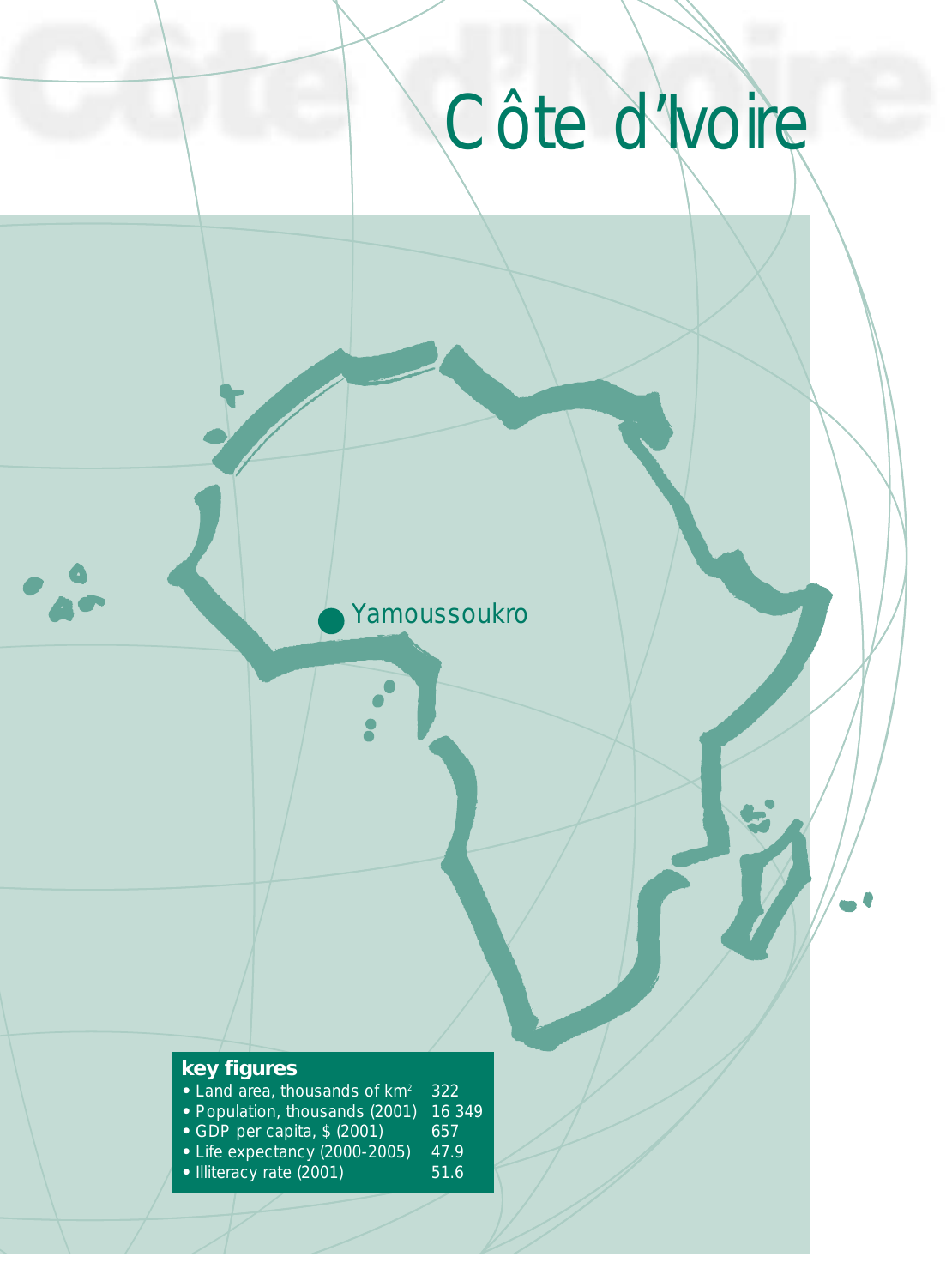# Côte d'Ivoire

Yamoussoukro

**key figures**

- Land area, thousands of km² 322
- Population, thousands (2001) 16 349
- GDP per capita, $ (2001) 657
- Life expectancy (2000-2005) 47.9
- Illiteracy rate (2001) 51.6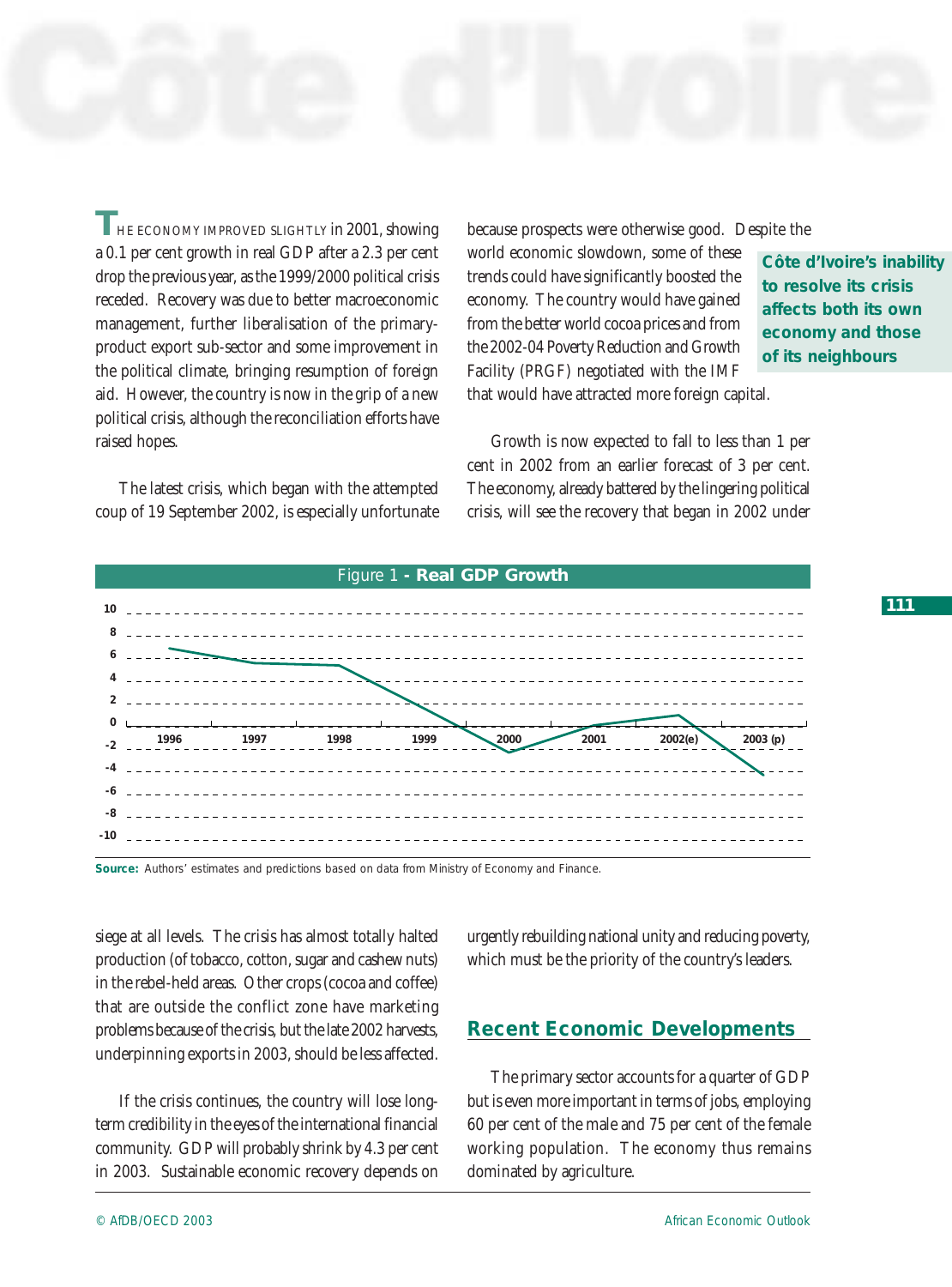# Côte d'Ivoire

THE ECONOMY IMPROVED SLIGHTLY in 2001, showing a 0.1 per cent growth in real GDP after a 2.3 per cent drop the previous year, as the 1999/2000 political crisis receded. Recovery was due to better macroeconomic management, further liberalisation of the primary-product export sub-sector and some improvement in the political climate, bringing resumption of foreign aid. However, the country is now in the grip of a new political crisis, although the reconciliation efforts have raised hopes.

The latest crisis, which began with the attempted coup of 19 September 2002, is especially unfortunate because prospects were otherwise good. Despite the world economic slowdown, some of these trends could have significantly boosted the economy. The country would have gained from the better world cocoa prices and from the 2002-04 Poverty Reduction and Growth Facility (PRGF) negotiated with the IMF that would have attracted more foreign capital.

**Côte d'Ivoire's inability to resolve its crisis affects both its own economy and those of its neighbours**

Growth is now expected to fall to less than 1 per cent in 2002 from an earlier forecast of 3 per cent. The economy, already battered by the lingering political crisis, will see the recovery that began in 2002 under siege at all levels. The crisis has almost totally halted production (of tobacco, cotton, sugar and cashew nuts) in the rebel-held areas. Other crops (cocoa and coffee) that are outside the conflict zone have marketing problems because of the crisis, but the late 2002 harvests, underpinning exports in 2003, should be less affected.

Figure 1 - **Real GDP Growth**

**Source:** Authors' estimates and predictions based on data from Ministry of Economy and Finance.

If the crisis continues, the country will lose long-term credibility in the eyes of the international financial community. GDP will probably shrink by 4.3 per cent in 2003. Sustainable economic recovery depends on urgently rebuilding national unity and reducing poverty, which must be the priority of the country's leaders.

## Recent Economic Developments

The primary sector accounts for a quarter of GDP but is even more important in terms of jobs, employing 60 per cent of the male and 75 per cent of the female working population. The economy thus remains dominated by agriculture.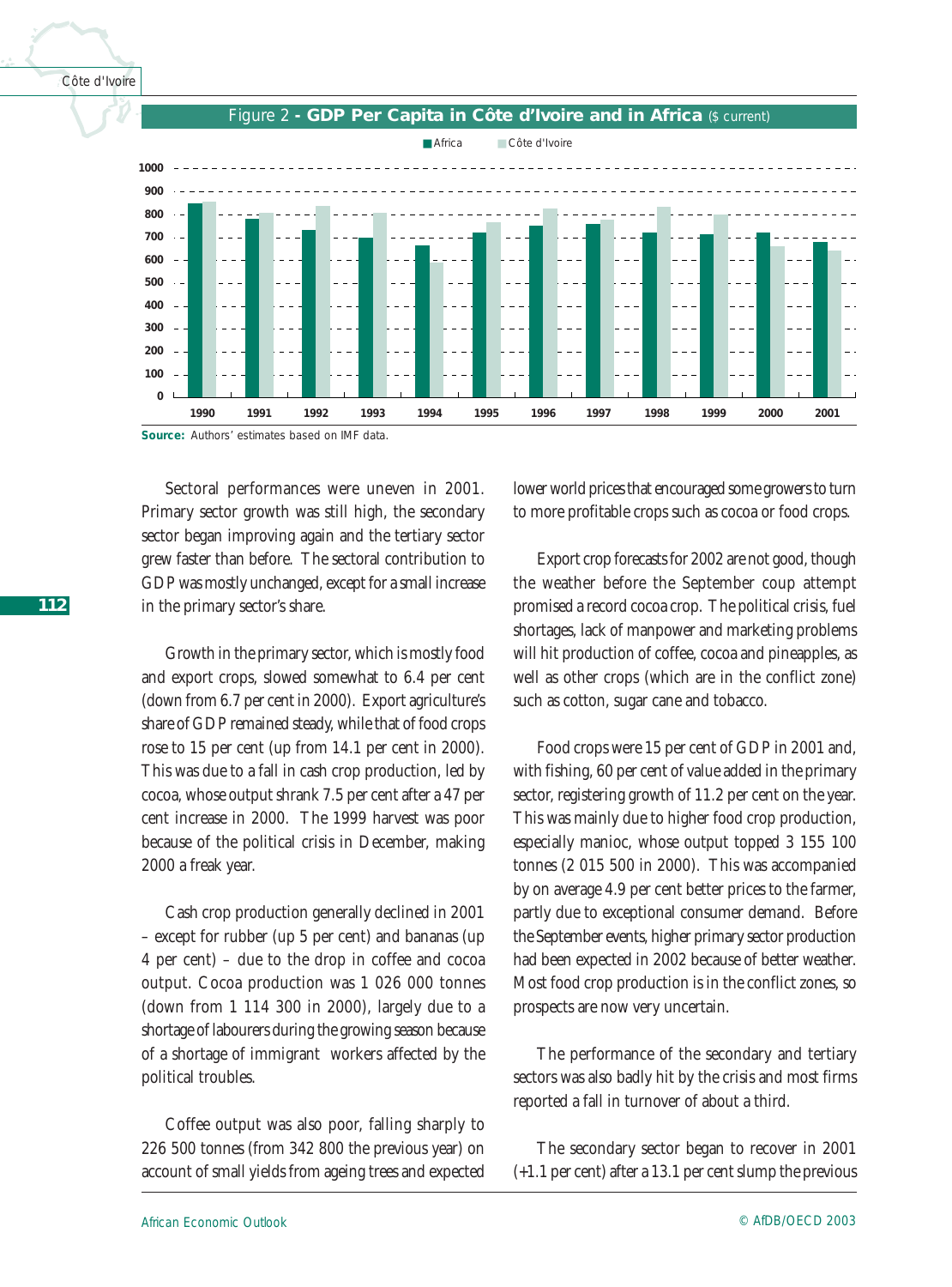Figure 2 - **GDP Per Capita in Côte d'Ivoire and in Africa** ($ current)

**Source:** Authors' estimates based on IMF data.

Sectoral performances were uneven in 2001. Primary sector growth was still high, the secondary sector began improving again and the tertiary sector grew faster than before. The sectoral contribution to GDP was mostly unchanged, except for a small increase in the primary sector's share.

Growth in the primary sector, which is mostly food and export crops, slowed somewhat to 6.4 per cent (down from 6.7 per cent in 2000). Export agriculture's share of GDP remained steady, while that of food crops rose to 15 per cent (up from 14.1 per cent in 2000). This was due to a fall in cash crop production, led by cocoa, whose output shrank 7.5 per cent after a 47 per cent increase in 2000. The 1999 harvest was poor because of the political crisis in December, making 2000 a freak year.

Cash crop production generally declined in 2001 – except for rubber (up 5 per cent) and bananas (up 4 per cent) – due to the drop in coffee and cocoa output. Cocoa production was 1 026 000 tonnes (down from 1 114 300 in 2000), largely due to a shortage of labourers during the growing season because of a shortage of immigrant workers affected by the political troubles.

Coffee output was also poor, falling sharply to 226 500 tonnes (from 342 800 the previous year) on account of small yields from ageing trees and expected lower world prices that encouraged some growers to turn to more profitable crops such as cocoa or food crops.

Export crop forecasts for 2002 are not good, though the weather before the September coup attempt promised a record cocoa crop. The political crisis, fuel shortages, lack of manpower and marketing problems will hit production of coffee, cocoa and pineapples, as well as other crops (which are in the conflict zone) such as cotton, sugar cane and tobacco.

Food crops were 15 per cent of GDP in 2001 and, with fishing, 60 per cent of value added in the primary sector, registering growth of 11.2 per cent on the year. This was mainly due to higher food crop production, especially manioc, whose output topped 3 155 100 tonnes (2 015 500 in 2000). This was accompanied by on average 4.9 per cent better prices to the farmer, partly due to exceptional consumer demand. Before the September events, higher primary sector production had been expected in 2002 because of better weather. Most food crop production is in the conflict zones, so prospects are now very uncertain.

The performance of the secondary and tertiary sectors was also badly hit by the crisis and most firms reported a fall in turnover of about a third.

The secondary sector began to recover in 2001 (+1.1 per cent) after a 13.1 per cent slump the previous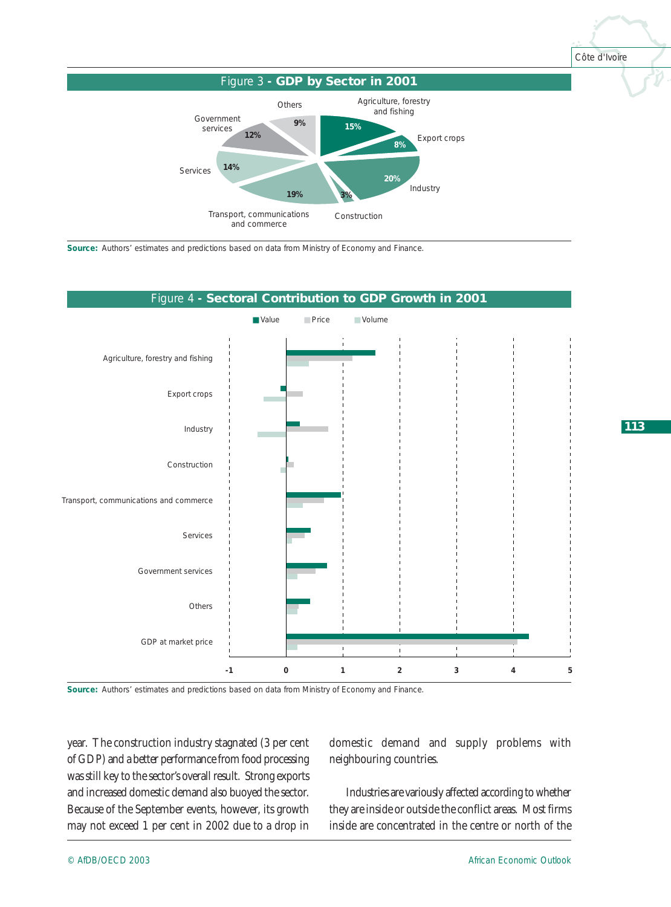## Figure 3 - GDP by Sector in 2001

| Sector | Share |
|---|---|
| Agriculture, forestry and fishing | 15% |
| Export crops | 8% |
| Industry | 20% |
| Construction | 3% |
| Transport, communications and commerce | 19% |
| Services | 14% |
| Government services | 12% |
| Others | 9% |

**Source:** Authors' estimates and predictions based on data from Ministry of Economy and Finance.

## Figure 4 - Sectoral Contribution to GDP Growth in 2001

Value | Price | Volume

Agriculture, forestry and fishing

Export crops

Industry

Construction

Transport, communications and commerce

Services

Government services

Others

GDP at market price

-1 0 1 2 3 4 5

**Source:** Authors' estimates and predictions based on data from Ministry of Economy and Finance.

year. The construction industry stagnated (3 per cent of GDP) and a better performance from food processing was still key to the sector's overall result. Strong exports and increased domestic demand also buoyed the sector. Because of the September events, however, its growth may not exceed 1 per cent in 2002 due to a drop in domestic demand and supply problems with neighbouring countries.

Industries are variously affected according to whether they are inside or outside the conflict areas. Most firms inside are concentrated in the centre or north of the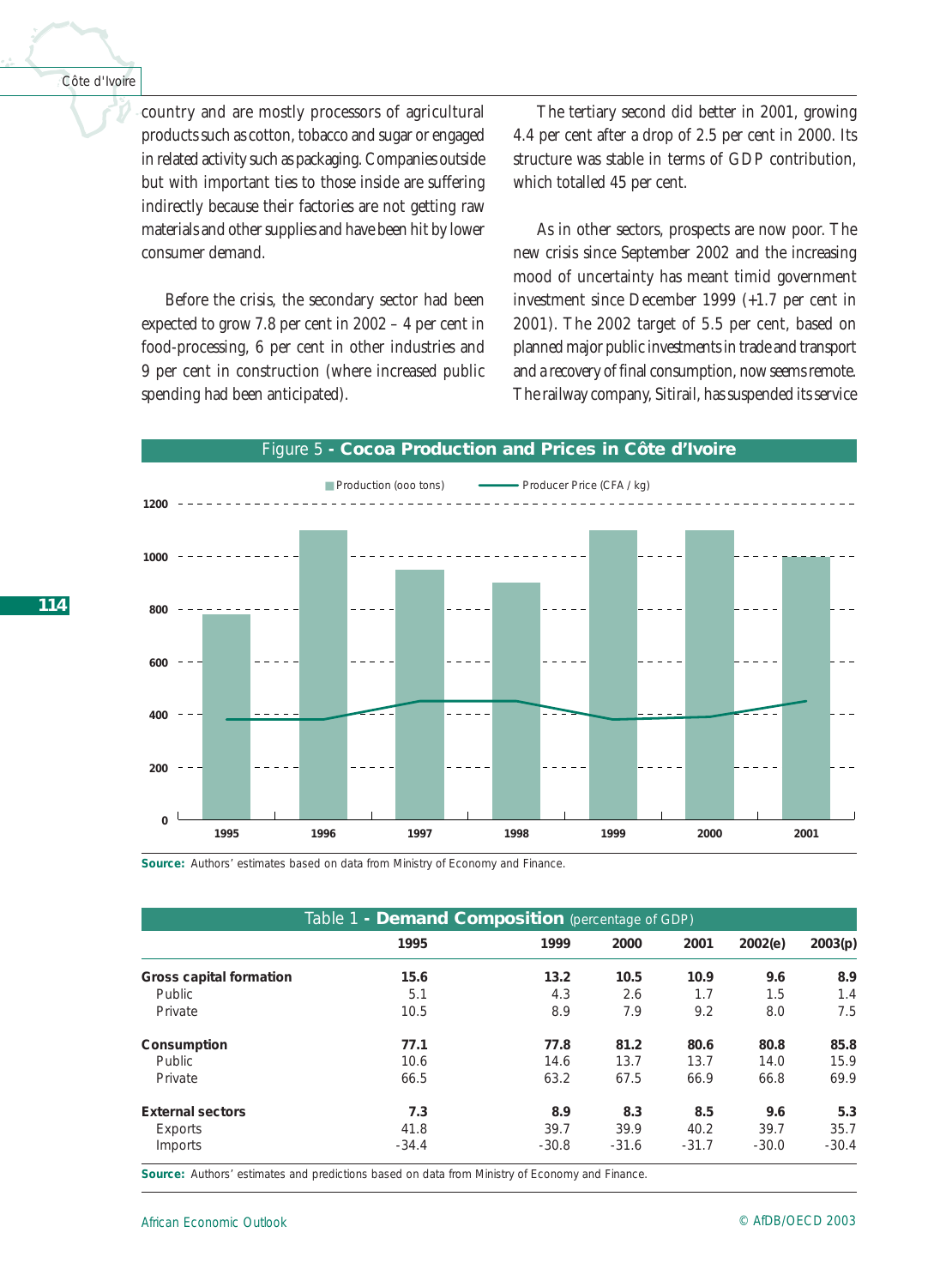country and are mostly processors of agricultural products such as cotton, tobacco and sugar or engaged in related activity such as packaging. Companies outside but with important ties to those inside are suffering indirectly because their factories are not getting raw materials and other supplies and have been hit by lower consumer demand.

Before the crisis, the secondary sector had been expected to grow 7.8 per cent in 2002 – 4 per cent in food-processing, 6 per cent in other industries and 9 per cent in construction (where increased public spending had been anticipated).

The tertiary second did better in 2001, growing 4.4 per cent after a drop of 2.5 per cent in 2000. Its structure was stable in terms of GDP contribution, which totalled 45 per cent.

As in other sectors, prospects are now poor. The new crisis since September 2002 and the increasing mood of uncertainty has meant timid government investment since December 1999 (+1.7 per cent in 2001). The 2002 target of 5.5 per cent, based on planned major public investments in trade and transport and a recovery of final consumption, now seems remote. The railway company, Sitirail, has suspended its service

Figure 5 - **Cocoa Production and Prices in Côte d'Ivoire**

**Source:** Authors' estimates based on data from Ministry of Economy and Finance.

Table 1 - **Demand Composition** (percentage of GDP)

| | 1995 | 1999 | 2000 | 2001 | 2002(e) | 2003(p) |
|---|---|---|---|---|---|---|
| **Gross capital formation** | **15.6** | **13.2** | **10.5** | **10.9** | **9.6** | **8.9** |
| Public | 5.1 | 4.3 | 2.6 | 1.7 | 1.5 | 1.4 |
| Private | 10.5 | 8.9 | 7.9 | 9.2 | 8.0 | 7.5 |
| **Consumption** | **77.1** | **77.8** | **81.2** | **80.6** | **80.8** | **85.8** |
| Public | 10.6 | 14.6 | 13.7 | 13.7 | 14.0 | 15.9 |
| Private | 66.5 | 63.2 | 67.5 | 66.9 | 66.8 | 69.9 |
| **External sectors** | **7.3** | **8.9** | **8.3** | **8.5** | **9.6** | **5.3** |
| Exports | 41.8 | 39.7 | 39.9 | 40.2 | 39.7 | 35.7 |
| Imports | -34.4 | -30.8 | -31.6 | -31.7 | -30.0 | -30.4 |

**Source:** Authors' estimates and predictions based on data from Ministry of Economy and Finance.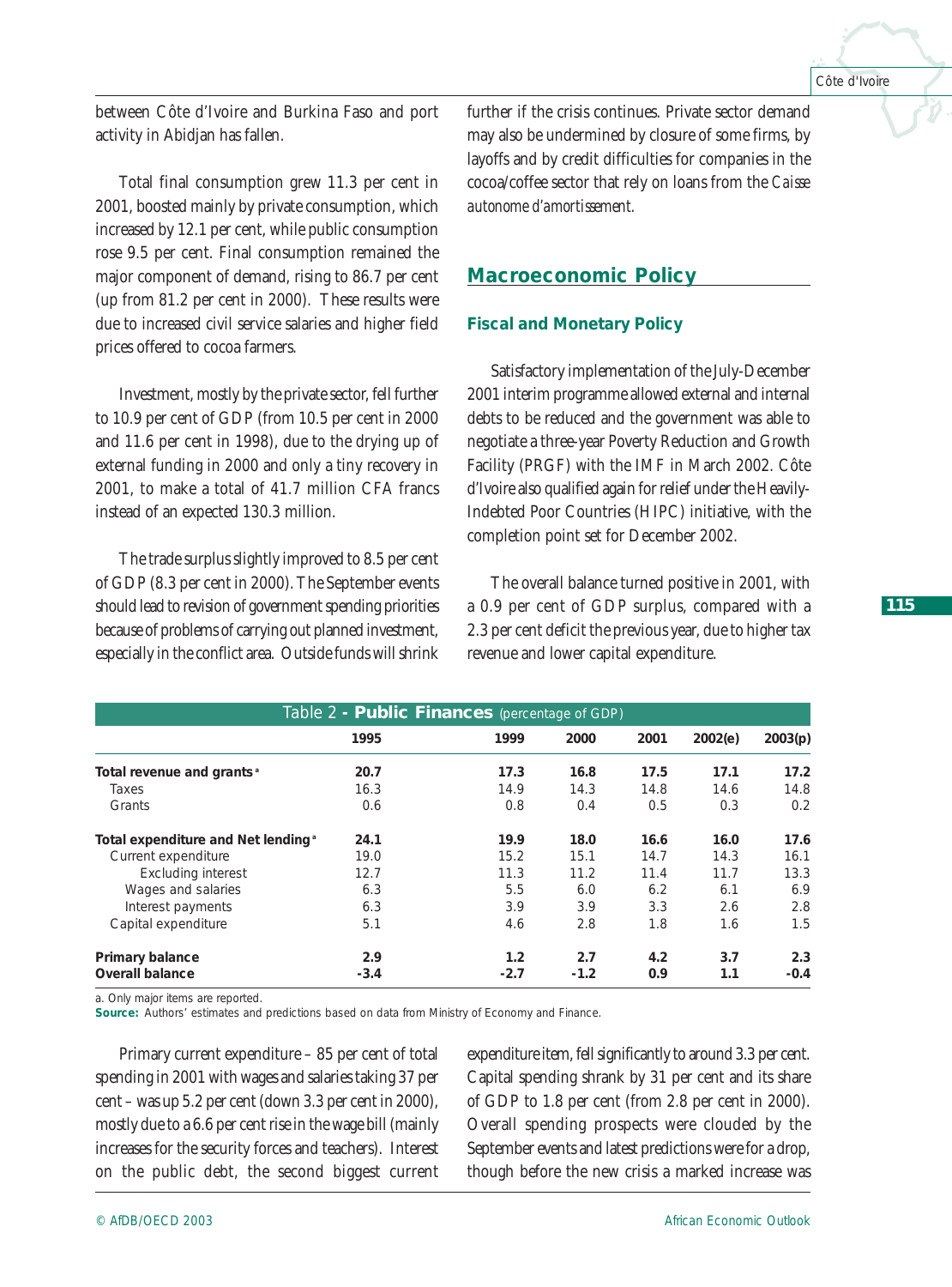between Côte d'Ivoire and Burkina Faso and port activity in Abidjan has fallen.

Total final consumption grew 11.3 per cent in 2001, boosted mainly by private consumption, which increased by 12.1 per cent, while public consumption rose 9.5 per cent. Final consumption remained the major component of demand, rising to 86.7 per cent (up from 81.2 per cent in 2000). These results were due to increased civil service salaries and higher field prices offered to cocoa farmers.

Investment, mostly by the private sector, fell further to 10.9 per cent of GDP (from 10.5 per cent in 2000 and 11.6 per cent in 1998), due to the drying up of external funding in 2000 and only a tiny recovery in 2001, to make a total of 41.7 million CFA francs instead of an expected 130.3 million.

The trade surplus slightly improved to 8.5 per cent of GDP (8.3 per cent in 2000). The September events should lead to revision of government spending priorities because of problems of carrying out planned investment, especially in the conflict area. Outside funds will shrink further if the crisis continues. Private sector demand may also be undermined by closure of some firms, by layoffs and by credit difficulties for companies in the cocoa/coffee sector that rely on loans from the *Caisse autonome d'amortissement.*

## Macroeconomic Policy

### Fiscal and Monetary Policy

Satisfactory implementation of the July-December 2001 interim programme allowed external and internal debts to be reduced and the government was able to negotiate a three-year Poverty Reduction and Growth Facility (PRGF) with the IMF in March 2002. Côte d'Ivoire also qualified again for relief under the Heavily-Indebted Poor Countries (HIPC) initiative, with the completion point set for December 2002.

The overall balance turned positive in 2001, with a 0.9 per cent of GDP surplus, compared with a 2.3 per cent deficit the previous year, due to higher tax revenue and lower capital expenditure.

Table 2 - **Public Finances** (percentage of GDP)

| | 1995 | 1999 | 2000 | 2001 | 2002(e) | 2003(p) |
|---|---|---|---|---|---|---|
| **Total revenue and grants** [a] | **20.7** | **17.3** | **16.8** | **17.5** | **17.1** | **17.2** |
| Taxes | 16.3 | 14.9 | 14.3 | 14.8 | 14.6 | 14.8 |
| Grants | 0.6 | 0.8 | 0.4 | 0.5 | 0.3 | 0.2 |
| **Total expenditure and Net lending** [a] | **24.1** | **19.9** | **18.0** | **16.6** | **16.0** | **17.6** |
| Current expenditure | 19.0 | 15.2 | 15.1 | 14.7 | 14.3 | 16.1 |
| Excluding interest | 12.7 | 11.3 | 11.2 | 11.4 | 11.7 | 13.3 |
| Wages and salaries | 6.3 | 5.5 | 6.0 | 6.2 | 6.1 | 6.9 |
| Interest payments | 6.3 | 3.9 | 3.9 | 3.3 | 2.6 | 2.8 |
| Capital expenditure | 5.1 | 4.6 | 2.8 | 1.8 | 1.6 | 1.5 |
| **Primary balance** | **2.9** | **1.2** | **2.7** | **4.2** | **3.7** | **2.3** |
| **Overall balance** | **-3.4** | **-2.7** | **-1.2** | **0.9** | **1.1** | **-0.4** |

a. Only major items are reported.
**Source:** Authors' estimates and predictions based on data from Ministry of Economy and Finance.

Primary current expenditure – 85 per cent of total spending in 2001 with wages and salaries taking 37 per cent – was up 5.2 per cent (down 3.3 per cent in 2000), mostly due to a 6.6 per cent rise in the wage bill (mainly increases for the security forces and teachers). Interest on the public debt, the second biggest current expenditure item, fell significantly to around 3.3 per cent. Capital spending shrank by 31 per cent and its share of GDP to 1.8 per cent (from 2.8 per cent in 2000). Overall spending prospects were clouded by the September events and latest predictions were for a drop, though before the new crisis a marked increase was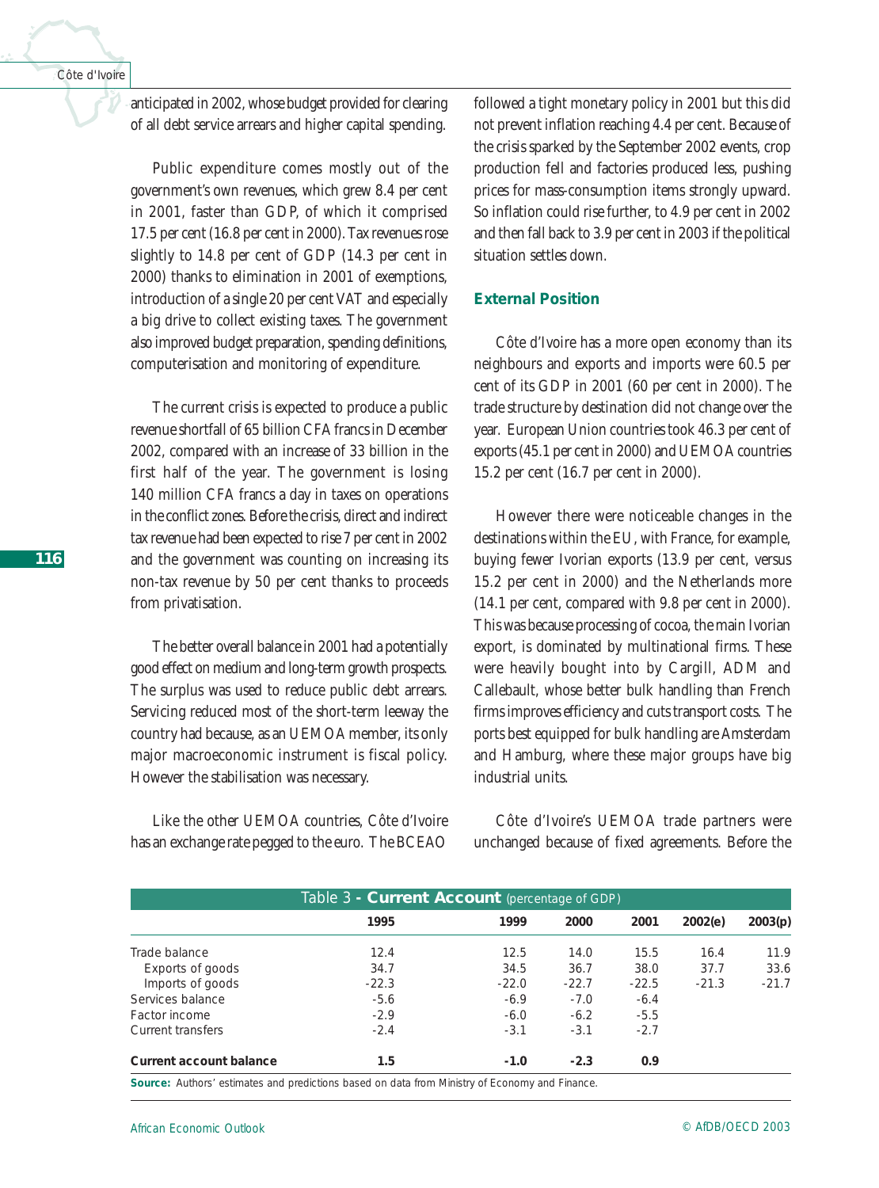anticipated in 2002, whose budget provided for clearing of all debt service arrears and higher capital spending.

Public expenditure comes mostly out of the government's own revenues, which grew 8.4 per cent in 2001, faster than GDP, of which it comprised 17.5 per cent (16.8 per cent in 2000). Tax revenues rose slightly to 14.8 per cent of GDP (14.3 per cent in 2000) thanks to elimination in 2001 of exemptions, introduction of a single 20 per cent VAT and especially a big drive to collect existing taxes. The government also improved budget preparation, spending definitions, computerisation and monitoring of expenditure.

The current crisis is expected to produce a public revenue shortfall of 65 billion CFA francs in December 2002, compared with an increase of 33 billion in the first half of the year. The government is losing 140 million CFA francs a day in taxes on operations in the conflict zones. Before the crisis, direct and indirect tax revenue had been expected to rise 7 per cent in 2002 and the government was counting on increasing its non-tax revenue by 50 per cent thanks to proceeds from privatisation.

The better overall balance in 2001 had a potentially good effect on medium and long-term growth prospects. The surplus was used to reduce public debt arrears. Servicing reduced most of the short-term leeway the country had because, as an UEMOA member, its only major macroeconomic instrument is fiscal policy. However the stabilisation was necessary.

Like the other UEMOA countries, Côte d'Ivoire has an exchange rate pegged to the euro. The BCEAO followed a tight monetary policy in 2001 but this did not prevent inflation reaching 4.4 per cent. Because of the crisis sparked by the September 2002 events, crop production fell and factories produced less, pushing prices for mass-consumption items strongly upward. So inflation could rise further, to 4.9 per cent in 2002 and then fall back to 3.9 per cent in 2003 if the political situation settles down.

## External Position

Côte d'Ivoire has a more open economy than its neighbours and exports and imports were 60.5 per cent of its GDP in 2001 (60 per cent in 2000). The trade structure by destination did not change over the year. European Union countries took 46.3 per cent of exports (45.1 per cent in 2000) and UEMOA countries 15.2 per cent (16.7 per cent in 2000).

However there were noticeable changes in the destinations within the EU, with France, for example, buying fewer Ivorian exports (13.9 per cent, versus 15.2 per cent in 2000) and the Netherlands more (14.1 per cent, compared with 9.8 per cent in 2000). This was because processing of cocoa, the main Ivorian export, is dominated by multinational firms. These were heavily bought into by Cargill, ADM and Callebault, whose better bulk handling than French firms improves efficiency and cuts transport costs. The ports best equipped for bulk handling are Amsterdam and Hamburg, where these major groups have big industrial units.

Côte d'Ivoire's UEMOA trade partners were unchanged because of fixed agreements. Before the

**Table 3 - Current Account** (percentage of GDP)

| | 1995 | 1999 | 2000 | 2001 | 2002(e) | 2003(p) |
|---|---|---|---|---|---|---|
| Trade balance | 12.4 | 12.5 | 14.0 | 15.5 | 16.4 | 11.9 |
| Exports of goods | 34.7 | 34.5 | 36.7 | 38.0 | 37.7 | 33.6 |
| Imports of goods | -22.3 | -22.0 | -22.7 | -22.5 | -21.3 | -21.7 |
| Services balance | -5.6 | -6.9 | -7.0 | -6.4 | | |
| Factor income | -2.9 | -6.0 | -6.2 | -5.5 | | |
| Current transfers | -2.4 | -3.1 | -3.1 | -2.7 | | |
| **Current account balance** | **1.5** | **-1.0** | **-2.3** | **0.9** | | |

**Source:** Authors' estimates and predictions based on data from Ministry of Economy and Finance.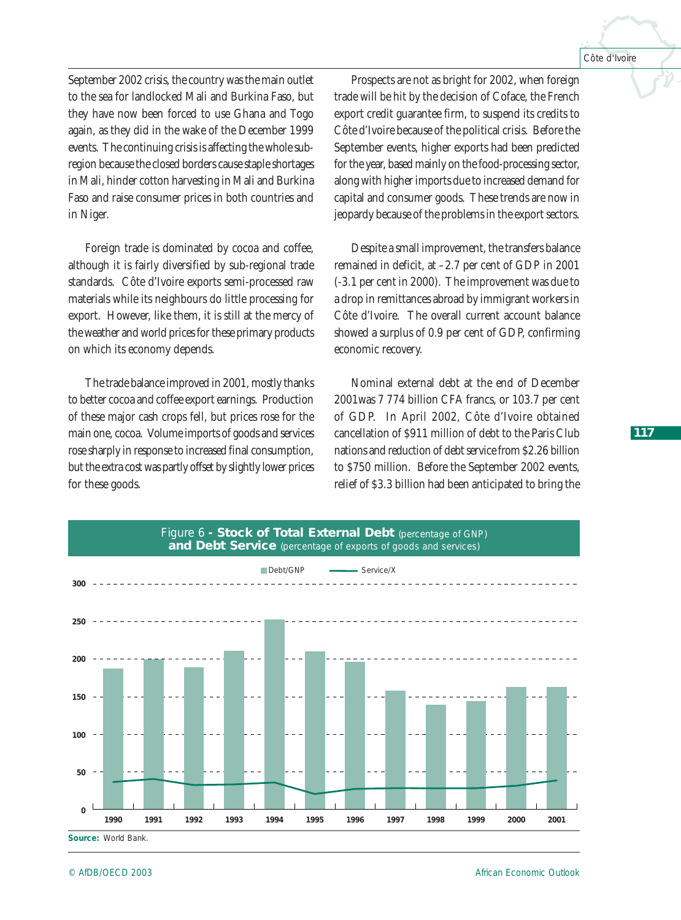September 2002 crisis, the country was the main outlet to the sea for landlocked Mali and Burkina Faso, but they have now been forced to use Ghana and Togo again, as they did in the wake of the December 1999 events. The continuing crisis is affecting the whole sub-region because the closed borders cause staple shortages in Mali, hinder cotton harvesting in Mali and Burkina Faso and raise consumer prices in both countries and in Niger.

Foreign trade is dominated by cocoa and coffee, although it is fairly diversified by sub-regional trade standards. Côte d'Ivoire exports semi-processed raw materials while its neighbours do little processing for export. However, like them, it is still at the mercy of the weather and world prices for these primary products on which its economy depends.

The trade balance improved in 2001, mostly thanks to better cocoa and coffee export earnings. Production of these major cash crops fell, but prices rose for the main one, cocoa. Volume imports of goods and services rose sharply in response to increased final consumption, but the extra cost was partly offset by slightly lower prices for these goods.

Prospects are not as bright for 2002, when foreign trade will be hit by the decision of Coface, the French export credit guarantee firm, to suspend its credits to Côte d'Ivoire because of the political crisis. Before the September events, higher exports had been predicted for the year, based mainly on the food-processing sector, along with higher imports due to increased demand for capital and consumer goods. These trends are now in jeopardy because of the problems in the export sectors.

Despite a small improvement, the transfers balance remained in deficit, at –2.7 per cent of GDP in 2001 (-3.1 per cent in 2000). The improvement was due to a drop in remittances abroad by immigrant workers in Côte d'Ivoire. The overall current account balance showed a surplus of 0.9 per cent of GDP, confirming economic recovery.

Nominal external debt at the end of December 2001was 7 774 billion CFA francs, or 103.7 per cent of GDP. In April 2002, Côte d'Ivoire obtained cancellation of $911 million of debt to the Paris Club nations and reduction of debt service from $2.26 billion to $750 million. Before the September 2002 events, relief of $3.3 billion had been anticipated to bring the

Figure 6 - **Stock of Total External Debt** (percentage of GNP) **and Debt Service** (percentage of exports of goods and services)

Source: World Bank.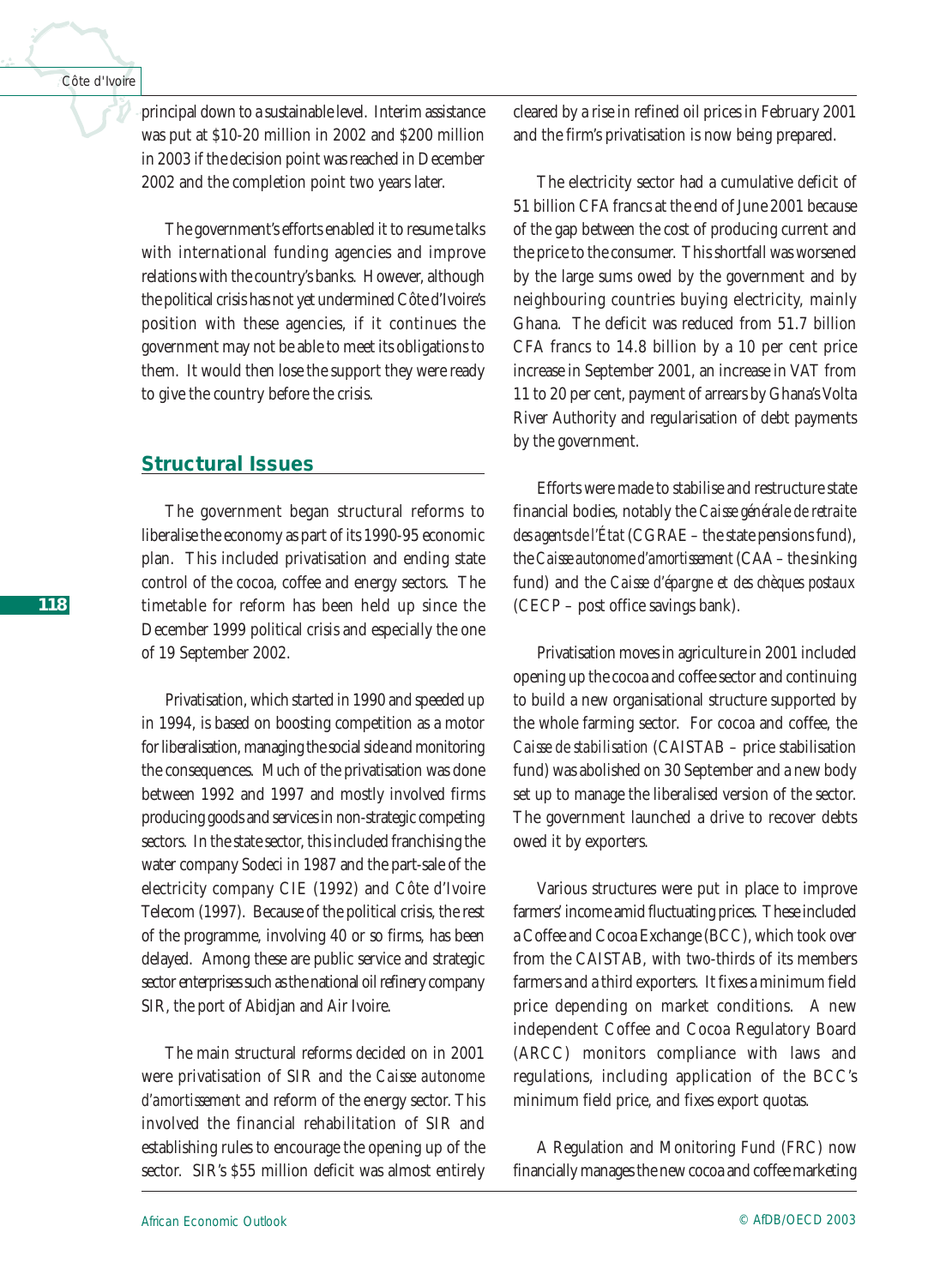principal down to a sustainable level. Interim assistance was put at $10-20 million in 2002 and $200 million in 2003 if the decision point was reached in December 2002 and the completion point two years later.

The government's efforts enabled it to resume talks with international funding agencies and improve relations with the country's banks. However, although the political crisis has not yet undermined Côte d'Ivoire's position with these agencies, if it continues the government may not be able to meet its obligations to them. It would then lose the support they were ready to give the country before the crisis.

## Structural Issues

The government began structural reforms to liberalise the economy as part of its 1990-95 economic plan. This included privatisation and ending state control of the cocoa, coffee and energy sectors. The timetable for reform has been held up since the December 1999 political crisis and especially the one of 19 September 2002.

Privatisation, which started in 1990 and speeded up in 1994, is based on boosting competition as a motor for liberalisation, managing the social side and monitoring the consequences. Much of the privatisation was done between 1992 and 1997 and mostly involved firms producing goods and services in non-strategic competing sectors. In the state sector, this included franchising the water company Sodeci in 1987 and the part-sale of the electricity company CIE (1992) and Côte d'Ivoire Telecom (1997). Because of the political crisis, the rest of the programme, involving 40 or so firms, has been delayed. Among these are public service and strategic sector enterprises such as the national oil refinery company SIR, the port of Abidjan and Air Ivoire.

The main structural reforms decided on in 2001 were privatisation of SIR and the *Caisse autonome d'amortissement* and reform of the energy sector. This involved the financial rehabilitation of SIR and establishing rules to encourage the opening up of the sector. SIR's $55 million deficit was almost entirely cleared by a rise in refined oil prices in February 2001 and the firm's privatisation is now being prepared.

The electricity sector had a cumulative deficit of 51 billion CFA francs at the end of June 2001 because of the gap between the cost of producing current and the price to the consumer. This shortfall was worsened by the large sums owed by the government and by neighbouring countries buying electricity, mainly Ghana. The deficit was reduced from 51.7 billion CFA francs to 14.8 billion by a 10 per cent price increase in September 2001, an increase in VAT from 11 to 20 per cent, payment of arrears by Ghana's Volta River Authority and regularisation of debt payments by the government.

Efforts were made to stabilise and restructure state financial bodies, notably the *Caisse générale de retraite des agents de l'État* (CGRAE – the state pensions fund), the *Caisse autonome d'amortissement* (CAA – the sinking fund) and the *Caisse d'épargne et des chèques postaux* (CECP – post office savings bank).

Privatisation moves in agriculture in 2001 included opening up the cocoa and coffee sector and continuing to build a new organisational structure supported by the whole farming sector. For cocoa and coffee, the *Caisse de stabilisation* (CAISTAB – price stabilisation fund) was abolished on 30 September and a new body set up to manage the liberalised version of the sector. The government launched a drive to recover debts owed it by exporters.

Various structures were put in place to improve farmers' income amid fluctuating prices. These included a Coffee and Cocoa Exchange (BCC), which took over from the CAISTAB, with two-thirds of its members farmers and a third exporters. It fixes a minimum field price depending on market conditions. A new independent Coffee and Cocoa Regulatory Board (ARCC) monitors compliance with laws and regulations, including application of the BCC's minimum field price, and fixes export quotas.

A Regulation and Monitoring Fund (FRC) now financially manages the new cocoa and coffee marketing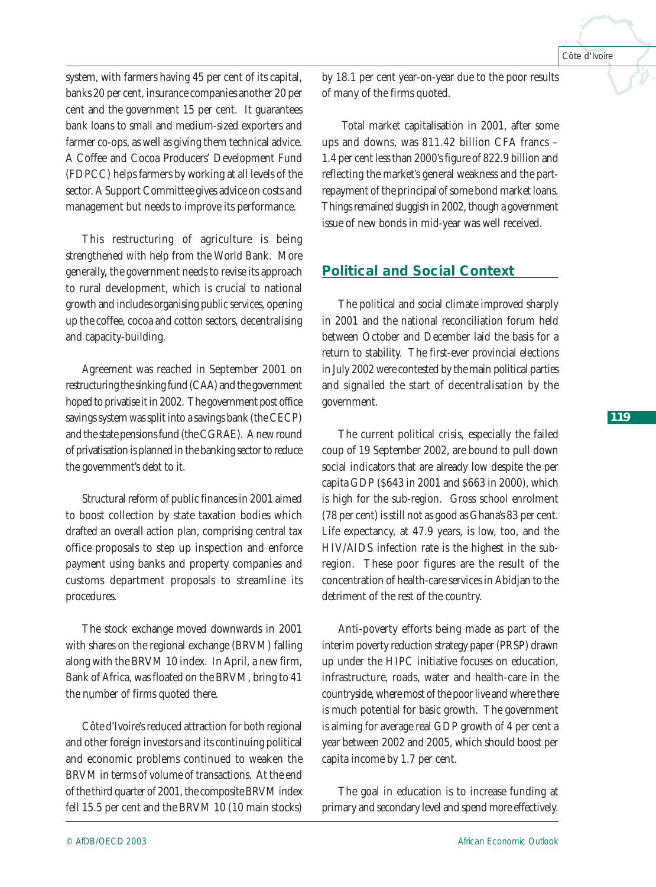system, with farmers having 45 per cent of its capital, banks 20 per cent, insurance companies another 20 per cent and the government 15 per cent. It guarantees bank loans to small and medium-sized exporters and farmer co-ops, as well as giving them technical advice. A Coffee and Cocoa Producers' Development Fund (FDPCC) helps farmers by working at all levels of the sector. A Support Committee gives advice on costs and management but needs to improve its performance.

This restructuring of agriculture is being strengthened with help from the World Bank. More generally, the government needs to revise its approach to rural development, which is crucial to national growth and includes organising public services, opening up the coffee, cocoa and cotton sectors, decentralising and capacity-building.

Agreement was reached in September 2001 on restructuring the sinking fund (CAA) and the government hoped to privatise it in 2002. The government post office savings system was split into a savings bank (the CECP) and the state pensions fund (the CGRAE). A new round of privatisation is planned in the banking sector to reduce the government's debt to it.

Structural reform of public finances in 2001 aimed to boost collection by state taxation bodies which drafted an overall action plan, comprising central tax office proposals to step up inspection and enforce payment using banks and property companies and customs department proposals to streamline its procedures.

The stock exchange moved downwards in 2001 with shares on the regional exchange (BRVM) falling along with the BRVM 10 index. In April, a new firm, Bank of Africa, was floated on the BRVM, bring to 41 the number of firms quoted there.

Côte d'Ivoire's reduced attraction for both regional and other foreign investors and its continuing political and economic problems continued to weaken the BRVM in terms of volume of transactions. At the end of the third quarter of 2001, the composite BRVM index fell 15.5 per cent and the BRVM 10 (10 main stocks) by 18.1 per cent year-on-year due to the poor results of many of the firms quoted.

Total market capitalisation in 2001, after some ups and downs, was 811.42 billion CFA francs – 1.4 per cent less than 2000's figure of 822.9 billion and reflecting the market's general weakness and the part-repayment of the principal of some bond market loans. Things remained sluggish in 2002, though a government issue of new bonds in mid-year was well received.

## Political and Social Context

The political and social climate improved sharply in 2001 and the national reconciliation forum held between October and December laid the basis for a return to stability. The first-ever provincial elections in July 2002 were contested by the main political parties and signalled the start of decentralisation by the government.

The current political crisis, especially the failed coup of 19 September 2002, are bound to pull down social indicators that are already low despite the per capita GDP ($643 in 2001 and $663 in 2000), which is high for the sub-region. Gross school enrolment (78 per cent) is still not as good as Ghana's 83 per cent. Life expectancy, at 47.9 years, is low, too, and the HIV/AIDS infection rate is the highest in the sub-region. These poor figures are the result of the concentration of health-care services in Abidjan to the detriment of the rest of the country.

Anti-poverty efforts being made as part of the interim poverty reduction strategy paper (PRSP) drawn up under the HIPC initiative focuses on education, infrastructure, roads, water and health-care in the countryside, where most of the poor live and where there is much potential for basic growth. The government is aiming for average real GDP growth of 4 per cent a year between 2002 and 2005, which should boost per capita income by 1.7 per cent.

The goal in education is to increase funding at primary and secondary level and spend more effectively.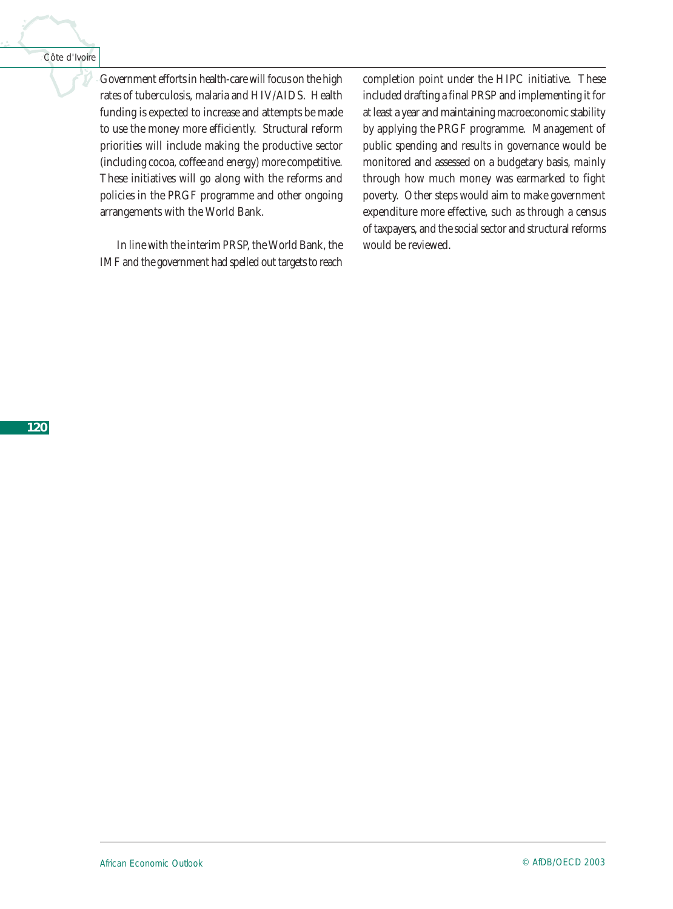Government efforts in health-care will focus on the high rates of tuberculosis, malaria and HIV/AIDS. Health funding is expected to increase and attempts be made to use the money more efficiently. Structural reform priorities will include making the productive sector (including cocoa, coffee and energy) more competitive. These initiatives will go along with the reforms and policies in the PRGF programme and other ongoing arrangements with the World Bank.

In line with the interim PRSP, the World Bank, the IMF and the government had spelled out targets to reach completion point under the HIPC initiative. These included drafting a final PRSP and implementing it for at least a year and maintaining macroeconomic stability by applying the PRGF programme. Management of public spending and results in governance would be monitored and assessed on a budgetary basis, mainly through how much money was earmarked to fight poverty. Other steps would aim to make government expenditure more effective, such as through a census of taxpayers, and the social sector and structural reforms would be reviewed.